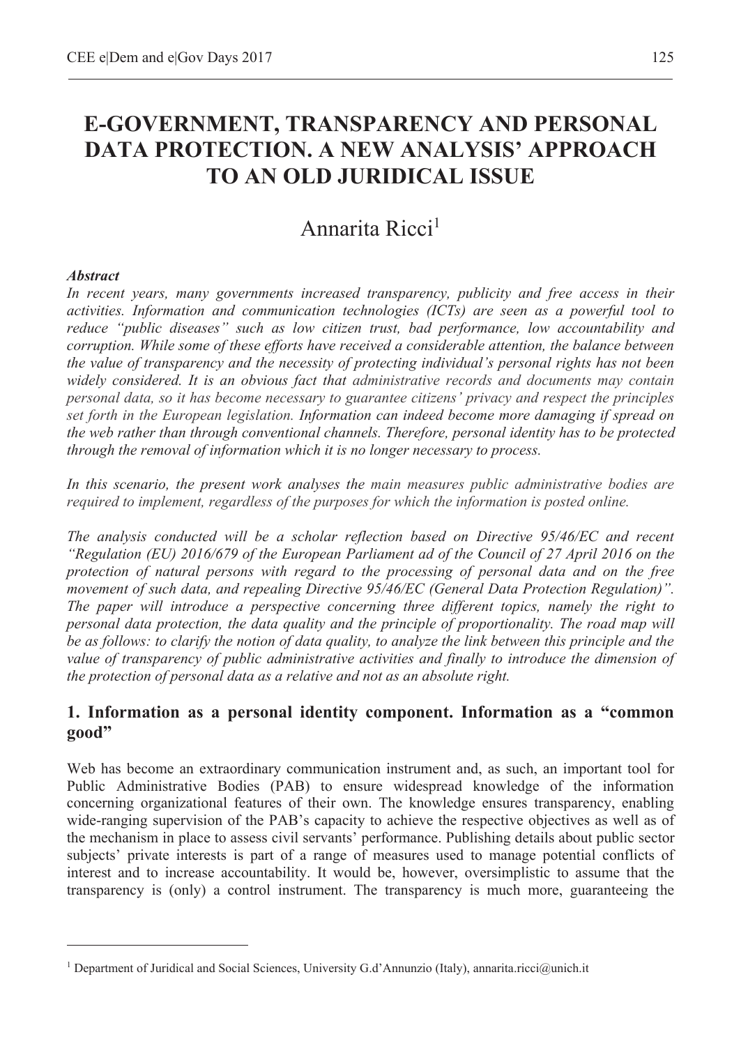# E-GOVERNMENT, TRANSPARENCY AND PERSONAL DATA PROTECTION. A NEW ANALYSIS' APPROACH TO AN OLD JURIDICAL ISSUE

Annarita Ricci[1]

***Abstract***

*In recent years, many governments increased transparency, publicity and free access in their activities. Information and communication technologies (ICTs) are seen as a powerful tool to reduce "public diseases" such as low citizen trust, bad performance, low accountability and corruption. While some of these efforts have received a considerable attention, the balance between the value of transparency and the necessity of protecting individual's personal rights has not been widely considered. It is an obvious fact that administrative records and documents may contain personal data, so it has become necessary to guarantee citizens' privacy and respect the principles set forth in the European legislation. Information can indeed become more damaging if spread on the web rather than through conventional channels. Therefore, personal identity has to be protected through the removal of information which it is no longer necessary to process.*

*In this scenario, the present work analyses the main measures public administrative bodies are required to implement, regardless of the purposes for which the information is posted online.*

*The analysis conducted will be a scholar reflection based on Directive 95/46/EC and recent "Regulation (EU) 2016/679 of the European Parliament ad of the Council of 27 April 2016 on the protection of natural persons with regard to the processing of personal data and on the free movement of such data, and repealing Directive 95/46/EC (General Data Protection Regulation)". The paper will introduce a perspective concerning three different topics, namely the right to personal data protection, the data quality and the principle of proportionality. The road map will be as follows: to clarify the notion of data quality, to analyze the link between this principle and the value of transparency of public administrative activities and finally to introduce the dimension of the protection of personal data as a relative and not as an absolute right.*

## 1. Information as a personal identity component. Information as a "common good"

Web has become an extraordinary communication instrument and, as such, an important tool for Public Administrative Bodies (PAB) to ensure widespread knowledge of the information concerning organizational features of their own. The knowledge ensures transparency, enabling wide-ranging supervision of the PAB's capacity to achieve the respective objectives as well as of the mechanism in place to assess civil servants' performance. Publishing details about public sector subjects' private interests is part of a range of measures used to manage potential conflicts of interest and to increase accountability. It would be, however, oversimplistic to assume that the transparency is (only) a control instrument. The transparency is much more, guaranteeing the

[1] Department of Juridical and Social Sciences, University G.d'Annunzio (Italy), annarita.ricci@unich.it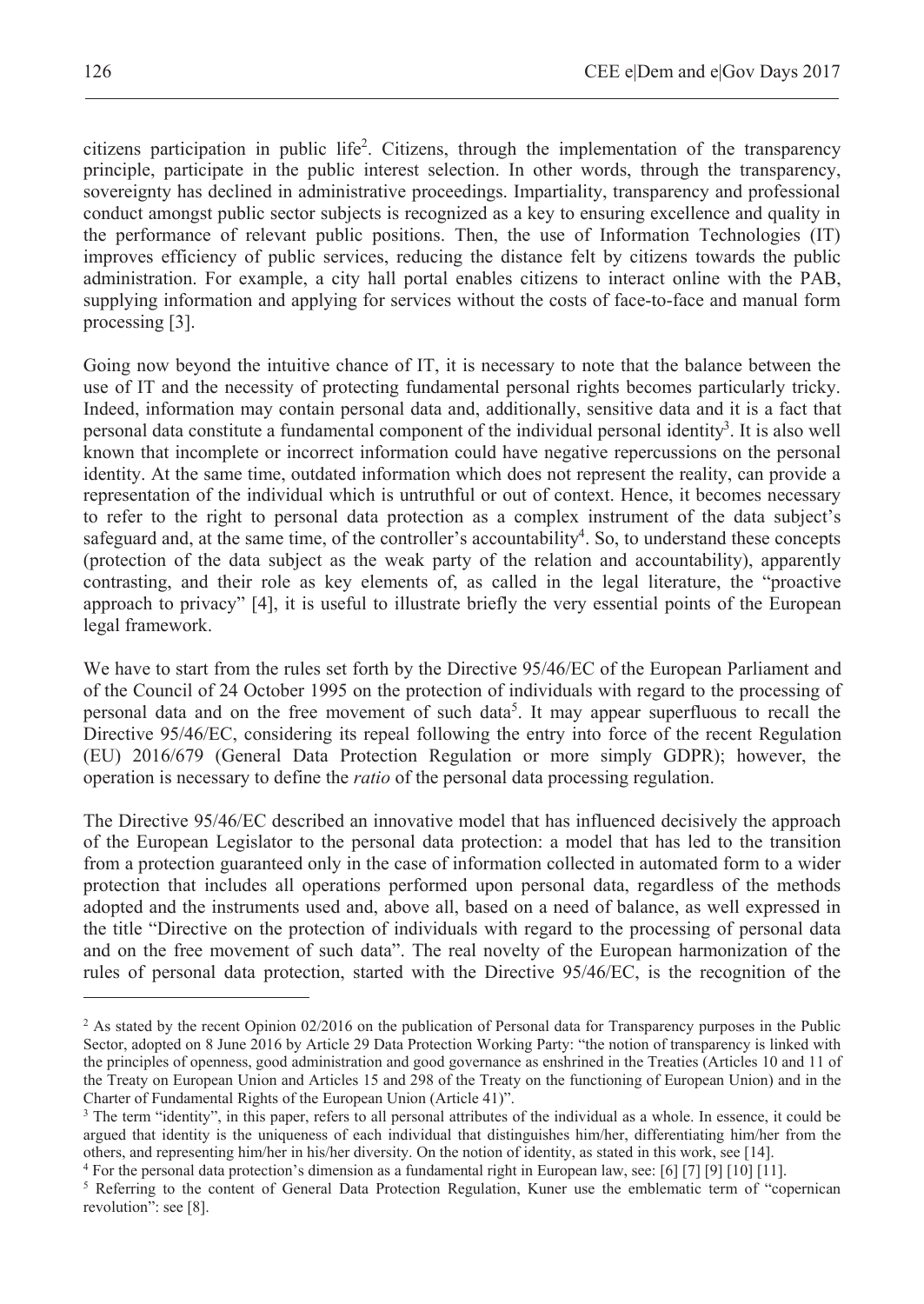citizens participation in public life[2]. Citizens, through the implementation of the transparency principle, participate in the public interest selection. In other words, through the transparency, sovereignty has declined in administrative proceedings. Impartiality, transparency and professional conduct amongst public sector subjects is recognized as a key to ensuring excellence and quality in the performance of relevant public positions. Then, the use of Information Technologies (IT) improves efficiency of public services, reducing the distance felt by citizens towards the public administration. For example, a city hall portal enables citizens to interact online with the PAB, supplying information and applying for services without the costs of face-to-face and manual form processing [3].

Going now beyond the intuitive chance of IT, it is necessary to note that the balance between the use of IT and the necessity of protecting fundamental personal rights becomes particularly tricky. Indeed, information may contain personal data and, additionally, sensitive data and it is a fact that personal data constitute a fundamental component of the individual personal identity[3]. It is also well known that incomplete or incorrect information could have negative repercussions on the personal identity. At the same time, outdated information which does not represent the reality, can provide a representation of the individual which is untruthful or out of context. Hence, it becomes necessary to refer to the right to personal data protection as a complex instrument of the data subject's safeguard and, at the same time, of the controller's accountability[4]. So, to understand these concepts (protection of the data subject as the weak party of the relation and accountability), apparently contrasting, and their role as key elements of, as called in the legal literature, the "proactive approach to privacy" [4], it is useful to illustrate briefly the very essential points of the European legal framework.

We have to start from the rules set forth by the Directive 95/46/EC of the European Parliament and of the Council of 24 October 1995 on the protection of individuals with regard to the processing of personal data and on the free movement of such data[5]. It may appear superfluous to recall the Directive 95/46/EC, considering its repeal following the entry into force of the recent Regulation (EU) 2016/679 (General Data Protection Regulation or more simply GDPR); however, the operation is necessary to define the *ratio* of the personal data processing regulation.

The Directive 95/46/EC described an innovative model that has influenced decisively the approach of the European Legislator to the personal data protection: a model that has led to the transition from a protection guaranteed only in the case of information collected in automated form to a wider protection that includes all operations performed upon personal data, regardless of the methods adopted and the instruments used and, above all, based on a need of balance, as well expressed in the title "Directive on the protection of individuals with regard to the processing of personal data and on the free movement of such data". The real novelty of the European harmonization of the rules of personal data protection, started with the Directive 95/46/EC, is the recognition of the

---

[2] As stated by the recent Opinion 02/2016 on the publication of Personal data for Transparency purposes in the Public Sector, adopted on 8 June 2016 by Article 29 Data Protection Working Party: "the notion of transparency is linked with the principles of openness, good administration and good governance as enshrined in the Treaties (Articles 10 and 11 of the Treaty on European Union and Articles 15 and 298 of the Treaty on the functioning of European Union) and in the Charter of Fundamental Rights of the European Union (Article 41)".

[3] The term "identity", in this paper, refers to all personal attributes of the individual as a whole. In essence, it could be argued that identity is the uniqueness of each individual that distinguishes him/her, differentiating him/her from the others, and representing him/her in his/her diversity. On the notion of identity, as stated in this work, see [14].

[4] For the personal data protection's dimension as a fundamental right in European law, see: [6] [7] [9] [10] [11].

[5] Referring to the content of General Data Protection Regulation, Kuner use the emblematic term of "copernican revolution": see [8].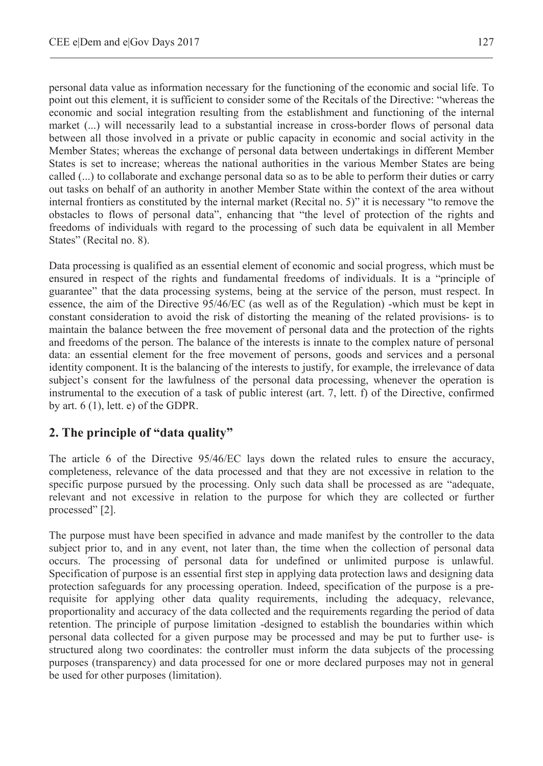personal data value as information necessary for the functioning of the economic and social life. To point out this element, it is sufficient to consider some of the Recitals of the Directive: "whereas the economic and social integration resulting from the establishment and functioning of the internal market (...) will necessarily lead to a substantial increase in cross-border flows of personal data between all those involved in a private or public capacity in economic and social activity in the Member States; whereas the exchange of personal data between undertakings in different Member States is set to increase; whereas the national authorities in the various Member States are being called (...) to collaborate and exchange personal data so as to be able to perform their duties or carry out tasks on behalf of an authority in another Member State within the context of the area without internal frontiers as constituted by the internal market (Recital no. 5)" it is necessary "to remove the obstacles to flows of personal data", enhancing that "the level of protection of the rights and freedoms of individuals with regard to the processing of such data be equivalent in all Member States" (Recital no. 8).

Data processing is qualified as an essential element of economic and social progress, which must be ensured in respect of the rights and fundamental freedoms of individuals. It is a "principle of guarantee" that the data processing systems, being at the service of the person, must respect. In essence, the aim of the Directive 95/46/EC (as well as of the Regulation) -which must be kept in constant consideration to avoid the risk of distorting the meaning of the related provisions- is to maintain the balance between the free movement of personal data and the protection of the rights and freedoms of the person. The balance of the interests is innate to the complex nature of personal data: an essential element for the free movement of persons, goods and services and a personal identity component. It is the balancing of the interests to justify, for example, the irrelevance of data subject's consent for the lawfulness of the personal data processing, whenever the operation is instrumental to the execution of a task of public interest (art. 7, lett. f) of the Directive, confirmed by art. 6 (1), lett. e) of the GDPR.

## 2. The principle of "data quality"

The article 6 of the Directive 95/46/EC lays down the related rules to ensure the accuracy, completeness, relevance of the data processed and that they are not excessive in relation to the specific purpose pursued by the processing. Only such data shall be processed as are "adequate, relevant and not excessive in relation to the purpose for which they are collected or further processed" [2].

The purpose must have been specified in advance and made manifest by the controller to the data subject prior to, and in any event, not later than, the time when the collection of personal data occurs. The processing of personal data for undefined or unlimited purpose is unlawful. Specification of purpose is an essential first step in applying data protection laws and designing data protection safeguards for any processing operation. Indeed, specification of the purpose is a pre-requisite for applying other data quality requirements, including the adequacy, relevance, proportionality and accuracy of the data collected and the requirements regarding the period of data retention. The principle of purpose limitation -designed to establish the boundaries within which personal data collected for a given purpose may be processed and may be put to further use- is structured along two coordinates: the controller must inform the data subjects of the processing purposes (transparency) and data processed for one or more declared purposes may not in general be used for other purposes (limitation).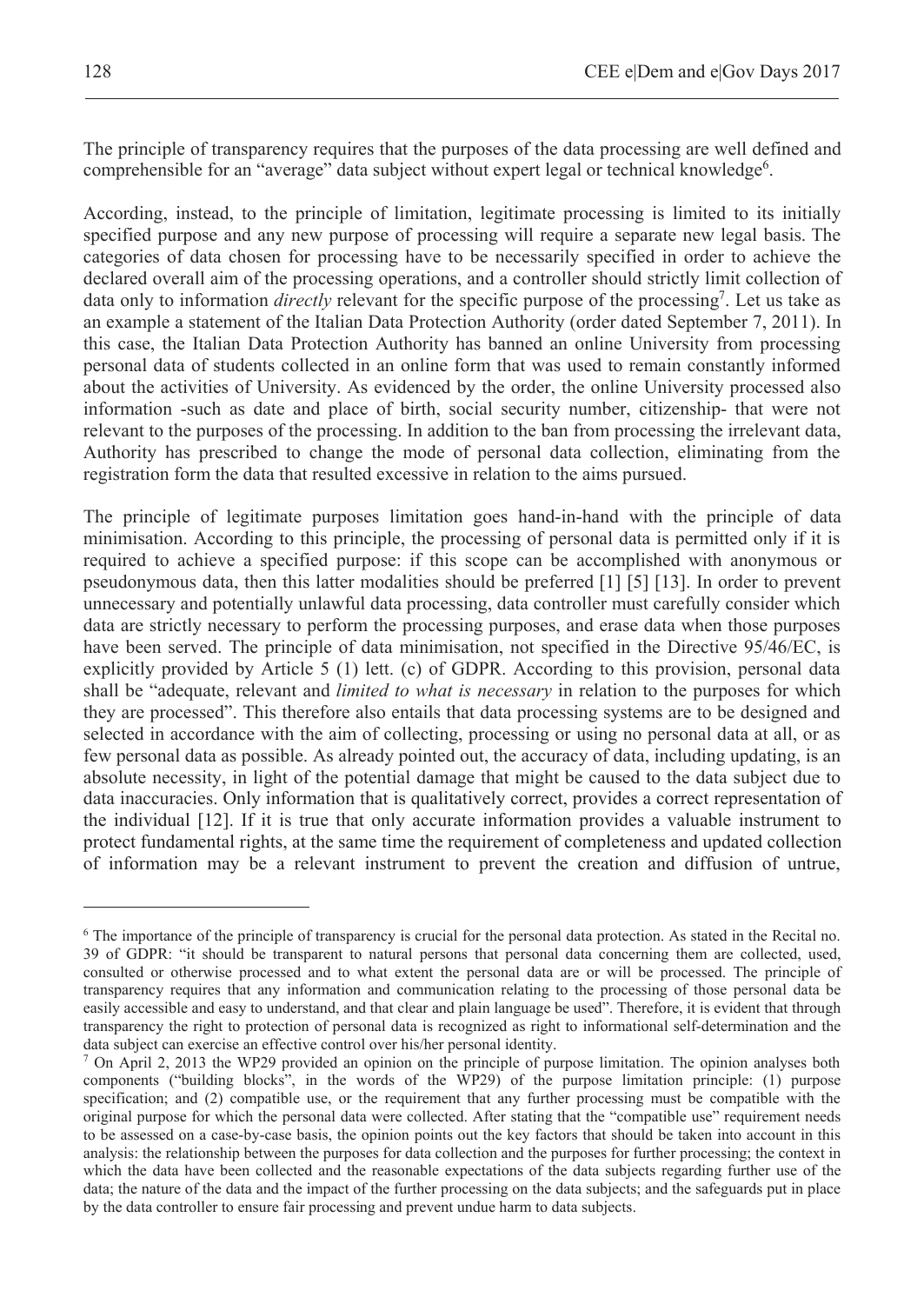The principle of transparency requires that the purposes of the data processing are well defined and comprehensible for an "average" data subject without expert legal or technical knowledge[6].

According, instead, to the principle of limitation, legitimate processing is limited to its initially specified purpose and any new purpose of processing will require a separate new legal basis. The categories of data chosen for processing have to be necessarily specified in order to achieve the declared overall aim of the processing operations, and a controller should strictly limit collection of data only to information *directly* relevant for the specific purpose of the processing[7]. Let us take as an example a statement of the Italian Data Protection Authority (order dated September 7, 2011). In this case, the Italian Data Protection Authority has banned an online University from processing personal data of students collected in an online form that was used to remain constantly informed about the activities of University. As evidenced by the order, the online University processed also information -such as date and place of birth, social security number, citizenship- that were not relevant to the purposes of the processing. In addition to the ban from processing the irrelevant data, Authority has prescribed to change the mode of personal data collection, eliminating from the registration form the data that resulted excessive in relation to the aims pursued.

The principle of legitimate purposes limitation goes hand-in-hand with the principle of data minimisation. According to this principle, the processing of personal data is permitted only if it is required to achieve a specified purpose: if this scope can be accomplished with anonymous or pseudonymous data, then this latter modalities should be preferred [1] [5] [13]. In order to prevent unnecessary and potentially unlawful data processing, data controller must carefully consider which data are strictly necessary to perform the processing purposes, and erase data when those purposes have been served. The principle of data minimisation, not specified in the Directive 95/46/EC, is explicitly provided by Article 5 (1) lett. (c) of GDPR. According to this provision, personal data shall be "adequate, relevant and *limited to what is necessary* in relation to the purposes for which they are processed". This therefore also entails that data processing systems are to be designed and selected in accordance with the aim of collecting, processing or using no personal data at all, or as few personal data as possible. As already pointed out, the accuracy of data, including updating, is an absolute necessity, in light of the potential damage that might be caused to the data subject due to data inaccuracies. Only information that is qualitatively correct, provides a correct representation of the individual [12]. If it is true that only accurate information provides a valuable instrument to protect fundamental rights, at the same time the requirement of completeness and updated collection of information may be a relevant instrument to prevent the creation and diffusion of untrue,

---

[6] The importance of the principle of transparency is crucial for the personal data protection. As stated in the Recital no. 39 of GDPR: "it should be transparent to natural persons that personal data concerning them are collected, used, consulted or otherwise processed and to what extent the personal data are or will be processed. The principle of transparency requires that any information and communication relating to the processing of those personal data be easily accessible and easy to understand, and that clear and plain language be used". Therefore, it is evident that through transparency the right to protection of personal data is recognized as right to informational self-determination and the data subject can exercise an effective control over his/her personal identity.

[7] On April 2, 2013 the WP29 provided an opinion on the principle of purpose limitation. The opinion analyses both components ("building blocks", in the words of the WP29) of the purpose limitation principle: (1) purpose specification; and (2) compatible use, or the requirement that any further processing must be compatible with the original purpose for which the personal data were collected. After stating that the "compatible use" requirement needs to be assessed on a case-by-case basis, the opinion points out the key factors that should be taken into account in this analysis: the relationship between the purposes for data collection and the purposes for further processing; the context in which the data have been collected and the reasonable expectations of the data subjects regarding further use of the data; the nature of the data and the impact of the further processing on the data subjects; and the safeguards put in place by the data controller to ensure fair processing and prevent undue harm to data subjects.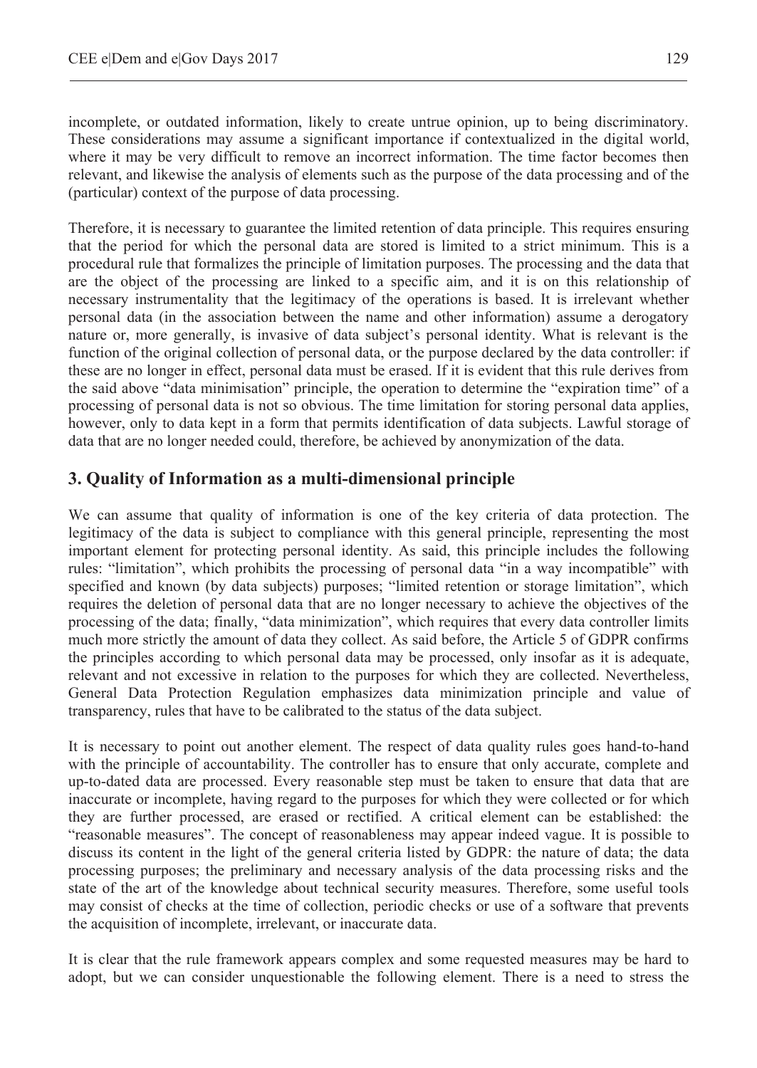incomplete, or outdated information, likely to create untrue opinion, up to being discriminatory. These considerations may assume a significant importance if contextualized in the digital world, where it may be very difficult to remove an incorrect information. The time factor becomes then relevant, and likewise the analysis of elements such as the purpose of the data processing and of the (particular) context of the purpose of data processing.

Therefore, it is necessary to guarantee the limited retention of data principle. This requires ensuring that the period for which the personal data are stored is limited to a strict minimum. This is a procedural rule that formalizes the principle of limitation purposes. The processing and the data that are the object of the processing are linked to a specific aim, and it is on this relationship of necessary instrumentality that the legitimacy of the operations is based. It is irrelevant whether personal data (in the association between the name and other information) assume a derogatory nature or, more generally, is invasive of data subject's personal identity. What is relevant is the function of the original collection of personal data, or the purpose declared by the data controller: if these are no longer in effect, personal data must be erased. If it is evident that this rule derives from the said above "data minimisation" principle, the operation to determine the "expiration time" of a processing of personal data is not so obvious. The time limitation for storing personal data applies, however, only to data kept in a form that permits identification of data subjects. Lawful storage of data that are no longer needed could, therefore, be achieved by anonymization of the data.

## 3. Quality of Information as a multi-dimensional principle

We can assume that quality of information is one of the key criteria of data protection. The legitimacy of the data is subject to compliance with this general principle, representing the most important element for protecting personal identity. As said, this principle includes the following rules: "limitation", which prohibits the processing of personal data "in a way incompatible" with specified and known (by data subjects) purposes; "limited retention or storage limitation", which requires the deletion of personal data that are no longer necessary to achieve the objectives of the processing of the data; finally, "data minimization", which requires that every data controller limits much more strictly the amount of data they collect. As said before, the Article 5 of GDPR confirms the principles according to which personal data may be processed, only insofar as it is adequate, relevant and not excessive in relation to the purposes for which they are collected. Nevertheless, General Data Protection Regulation emphasizes data minimization principle and value of transparency, rules that have to be calibrated to the status of the data subject.

It is necessary to point out another element. The respect of data quality rules goes hand-to-hand with the principle of accountability. The controller has to ensure that only accurate, complete and up-to-dated data are processed. Every reasonable step must be taken to ensure that data that are inaccurate or incomplete, having regard to the purposes for which they were collected or for which they are further processed, are erased or rectified. A critical element can be established: the "reasonable measures". The concept of reasonableness may appear indeed vague. It is possible to discuss its content in the light of the general criteria listed by GDPR: the nature of data; the data processing purposes; the preliminary and necessary analysis of the data processing risks and the state of the art of the knowledge about technical security measures. Therefore, some useful tools may consist of checks at the time of collection, periodic checks or use of a software that prevents the acquisition of incomplete, irrelevant, or inaccurate data.

It is clear that the rule framework appears complex and some requested measures may be hard to adopt, but we can consider unquestionable the following element. There is a need to stress the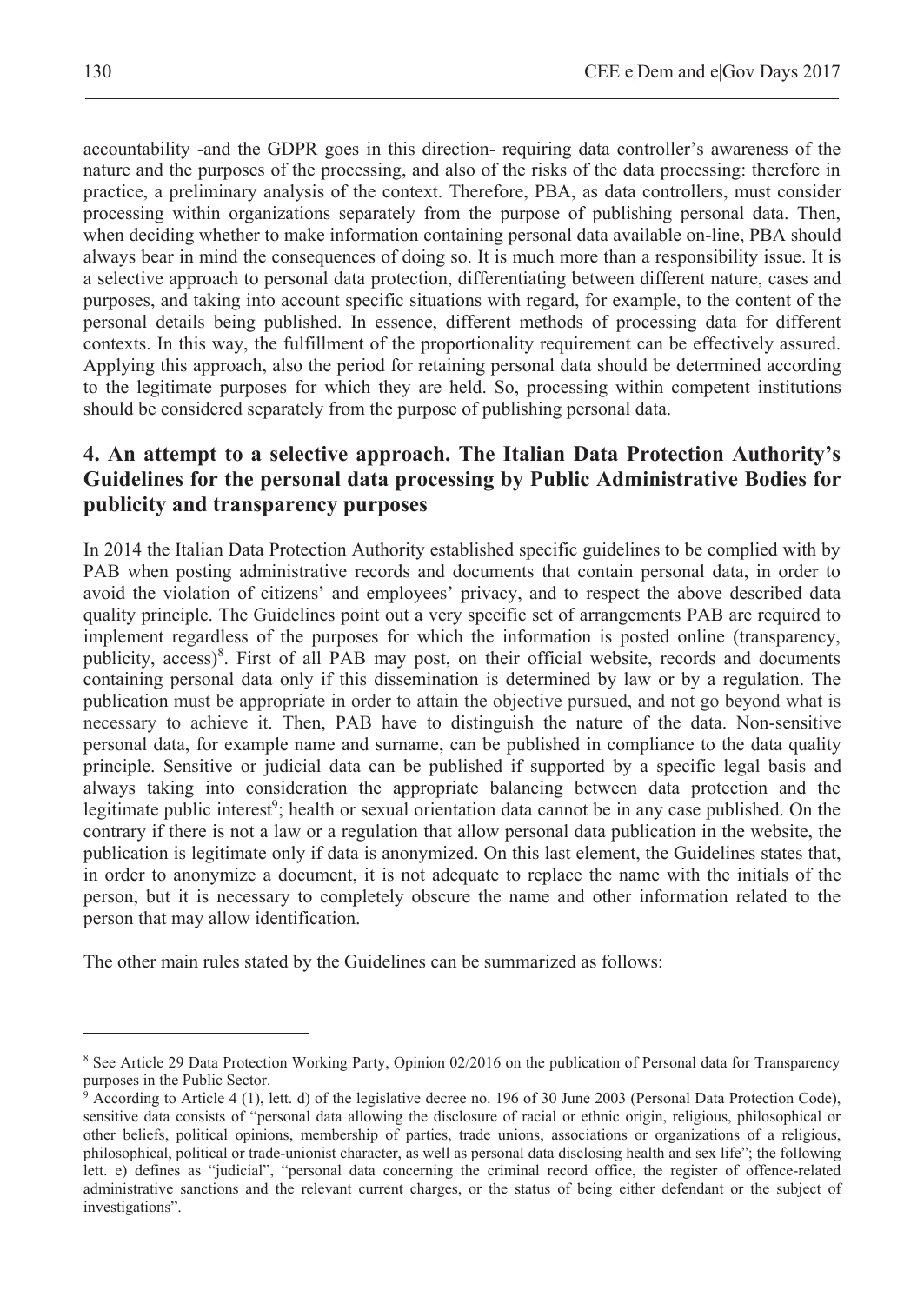accountability -and the GDPR goes in this direction- requiring data controller's awareness of the nature and the purposes of the processing, and also of the risks of the data processing: therefore in practice, a preliminary analysis of the context. Therefore, PBA, as data controllers, must consider processing within organizations separately from the purpose of publishing personal data. Then, when deciding whether to make information containing personal data available on-line, PBA should always bear in mind the consequences of doing so. It is much more than a responsibility issue. It is a selective approach to personal data protection, differentiating between different nature, cases and purposes, and taking into account specific situations with regard, for example, to the content of the personal details being published. In essence, different methods of processing data for different contexts. In this way, the fulfillment of the proportionality requirement can be effectively assured. Applying this approach, also the period for retaining personal data should be determined according to the legitimate purposes for which they are held. So, processing within competent institutions should be considered separately from the purpose of publishing personal data.

## 4. An attempt to a selective approach. The Italian Data Protection Authority's Guidelines for the personal data processing by Public Administrative Bodies for publicity and transparency purposes

In 2014 the Italian Data Protection Authority established specific guidelines to be complied with by PAB when posting administrative records and documents that contain personal data, in order to avoid the violation of citizens' and employees' privacy, and to respect the above described data quality principle. The Guidelines point out a very specific set of arrangements PAB are required to implement regardless of the purposes for which the information is posted online (transparency, publicity, access)[8]. First of all PAB may post, on their official website, records and documents containing personal data only if this dissemination is determined by law or by a regulation. The publication must be appropriate in order to attain the objective pursued, and not go beyond what is necessary to achieve it. Then, PAB have to distinguish the nature of the data. Non-sensitive personal data, for example name and surname, can be published in compliance to the data quality principle. Sensitive or judicial data can be published if supported by a specific legal basis and always taking into consideration the appropriate balancing between data protection and the legitimate public interest[9]; health or sexual orientation data cannot be in any case published. On the contrary if there is not a law or a regulation that allow personal data publication in the website, the publication is legitimate only if data is anonymized. On this last element, the Guidelines states that, in order to anonymize a document, it is not adequate to replace the name with the initials of the person, but it is necessary to completely obscure the name and other information related to the person that may allow identification.

The other main rules stated by the Guidelines can be summarized as follows:

---

[8] See Article 29 Data Protection Working Party, Opinion 02/2016 on the publication of Personal data for Transparency purposes in the Public Sector.

[9] According to Article 4 (1), lett. d) of the legislative decree no. 196 of 30 June 2003 (Personal Data Protection Code), sensitive data consists of "personal data allowing the disclosure of racial or ethnic origin, religious, philosophical or other beliefs, political opinions, membership of parties, trade unions, associations or organizations of a religious, philosophical, political or trade-unionist character, as well as personal data disclosing health and sex life"; the following lett. e) defines as "judicial", "personal data concerning the criminal record office, the register of offence-related administrative sanctions and the relevant current charges, or the status of being either defendant or the subject of investigations".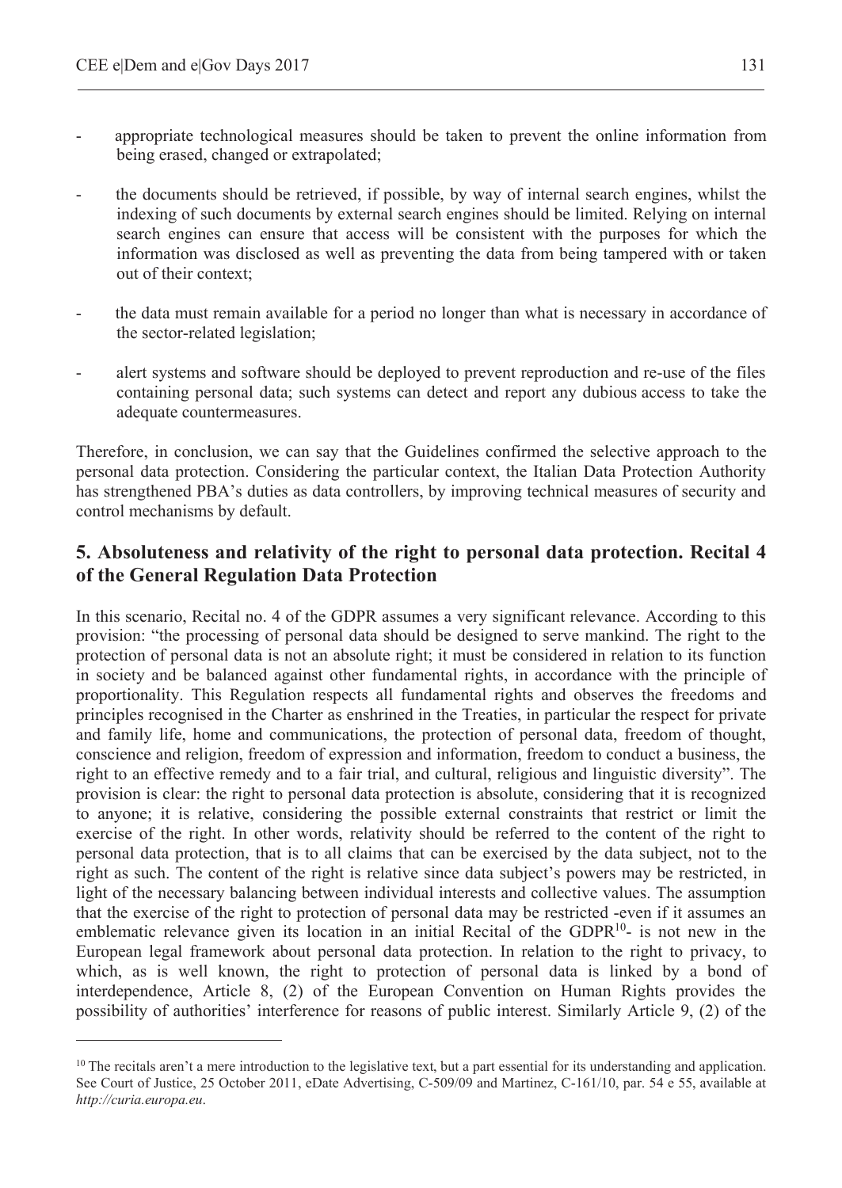- appropriate technological measures should be taken to prevent the online information from being erased, changed or extrapolated;

- the documents should be retrieved, if possible, by way of internal search engines, whilst the indexing of such documents by external search engines should be limited. Relying on internal search engines can ensure that access will be consistent with the purposes for which the information was disclosed as well as preventing the data from being tampered with or taken out of their context;

- the data must remain available for a period no longer than what is necessary in accordance of the sector-related legislation;

- alert systems and software should be deployed to prevent reproduction and re-use of the files containing personal data; such systems can detect and report any dubious access to take the adequate countermeasures.

Therefore, in conclusion, we can say that the Guidelines confirmed the selective approach to the personal data protection. Considering the particular context, the Italian Data Protection Authority has strengthened PBA's duties as data controllers, by improving technical measures of security and control mechanisms by default.

## 5. Absoluteness and relativity of the right to personal data protection. Recital 4 of the General Regulation Data Protection

In this scenario, Recital no. 4 of the GDPR assumes a very significant relevance. According to this provision: "the processing of personal data should be designed to serve mankind. The right to the protection of personal data is not an absolute right; it must be considered in relation to its function in society and be balanced against other fundamental rights, in accordance with the principle of proportionality. This Regulation respects all fundamental rights and observes the freedoms and principles recognised in the Charter as enshrined in the Treaties, in particular the respect for private and family life, home and communications, the protection of personal data, freedom of thought, conscience and religion, freedom of expression and information, freedom to conduct a business, the right to an effective remedy and to a fair trial, and cultural, religious and linguistic diversity". The provision is clear: the right to personal data protection is absolute, considering that it is recognized to anyone; it is relative, considering the possible external constraints that restrict or limit the exercise of the right. In other words, relativity should be referred to the content of the right to personal data protection, that is to all claims that can be exercised by the data subject, not to the right as such. The content of the right is relative since data subject's powers may be restricted, in light of the necessary balancing between individual interests and collective values. The assumption that the exercise of the right to protection of personal data may be restricted -even if it assumes an emblematic relevance given its location in an initial Recital of the GDPR[10]- is not new in the European legal framework about personal data protection. In relation to the right to privacy, to which, as is well known, the right to protection of personal data is linked by a bond of interdependence, Article 8, (2) of the European Convention on Human Rights provides the possibility of authorities' interference for reasons of public interest. Similarly Article 9, (2) of the

[10] The recitals aren't a mere introduction to the legislative text, but a part essential for its understanding and application. See Court of Justice, 25 October 2011, eDate Advertising, C-509/09 and Martinez, C-161/10, par. 54 e 55, available at *http://curia.europa.eu*.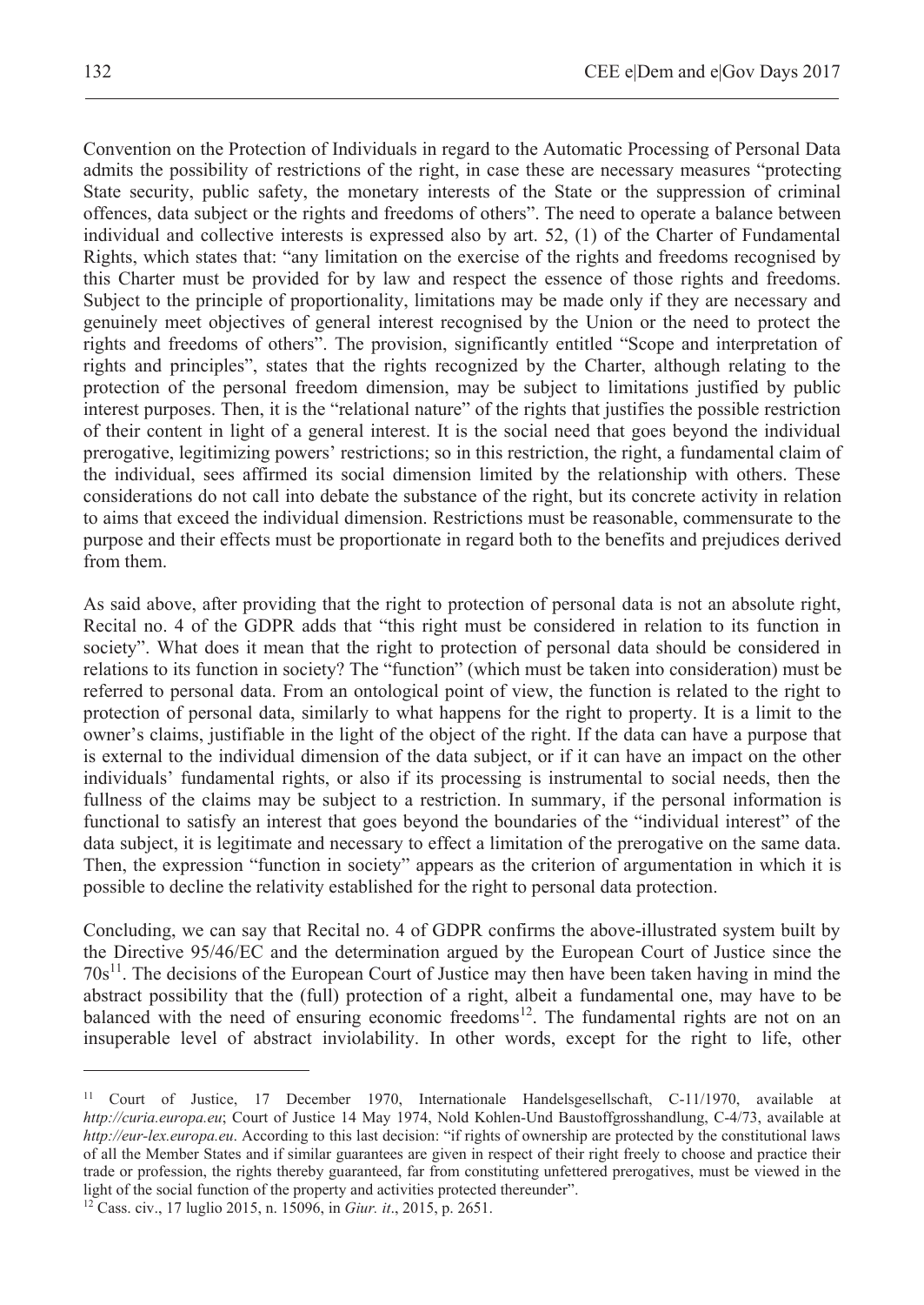Convention on the Protection of Individuals in regard to the Automatic Processing of Personal Data admits the possibility of restrictions of the right, in case these are necessary measures "protecting State security, public safety, the monetary interests of the State or the suppression of criminal offences, data subject or the rights and freedoms of others". The need to operate a balance between individual and collective interests is expressed also by art. 52, (1) of the Charter of Fundamental Rights, which states that: "any limitation on the exercise of the rights and freedoms recognised by this Charter must be provided for by law and respect the essence of those rights and freedoms. Subject to the principle of proportionality, limitations may be made only if they are necessary and genuinely meet objectives of general interest recognised by the Union or the need to protect the rights and freedoms of others". The provision, significantly entitled "Scope and interpretation of rights and principles", states that the rights recognized by the Charter, although relating to the protection of the personal freedom dimension, may be subject to limitations justified by public interest purposes. Then, it is the "relational nature" of the rights that justifies the possible restriction of their content in light of a general interest. It is the social need that goes beyond the individual prerogative, legitimizing powers' restrictions; so in this restriction, the right, a fundamental claim of the individual, sees affirmed its social dimension limited by the relationship with others. These considerations do not call into debate the substance of the right, but its concrete activity in relation to aims that exceed the individual dimension. Restrictions must be reasonable, commensurate to the purpose and their effects must be proportionate in regard both to the benefits and prejudices derived from them.

As said above, after providing that the right to protection of personal data is not an absolute right, Recital no. 4 of the GDPR adds that "this right must be considered in relation to its function in society". What does it mean that the right to protection of personal data should be considered in relations to its function in society? The "function" (which must be taken into consideration) must be referred to personal data. From an ontological point of view, the function is related to the right to protection of personal data, similarly to what happens for the right to property. It is a limit to the owner's claims, justifiable in the light of the object of the right. If the data can have a purpose that is external to the individual dimension of the data subject, or if it can have an impact on the other individuals' fundamental rights, or also if its processing is instrumental to social needs, then the fullness of the claims may be subject to a restriction. In summary, if the personal information is functional to satisfy an interest that goes beyond the boundaries of the "individual interest" of the data subject, it is legitimate and necessary to effect a limitation of the prerogative on the same data. Then, the expression "function in society" appears as the criterion of argumentation in which it is possible to decline the relativity established for the right to personal data protection.

Concluding, we can say that Recital no. 4 of GDPR confirms the above-illustrated system built by the Directive 95/46/EC and the determination argued by the European Court of Justice since the 70s[11]. The decisions of the European Court of Justice may then have been taken having in mind the abstract possibility that the (full) protection of a right, albeit a fundamental one, may have to be balanced with the need of ensuring economic freedoms[12]. The fundamental rights are not on an insuperable level of abstract inviolability. In other words, except for the right to life, other

---

[11] Court of Justice, 17 December 1970, Internationale Handelsgesellschaft, C-11/1970, available at *http://curia.europa.eu*; Court of Justice 14 May 1974, Nold Kohlen-Und Baustoffgrosshandlung, C-4/73, available at *http://eur-lex.europa.eu*. According to this last decision: "if rights of ownership are protected by the constitutional laws of all the Member States and if similar guarantees are given in respect of their right freely to choose and practice their trade or profession, the rights thereby guaranteed, far from constituting unfettered prerogatives, must be viewed in the light of the social function of the property and activities protected thereunder".

[12] Cass. civ., 17 luglio 2015, n. 15096, in *Giur. it*., 2015, p. 2651.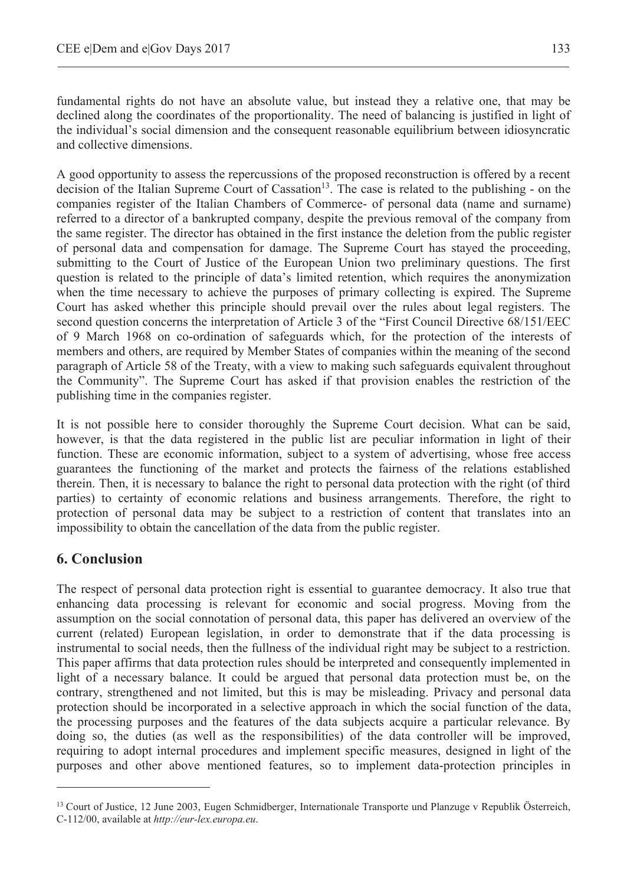fundamental rights do not have an absolute value, but instead they a relative one, that may be declined along the coordinates of the proportionality. The need of balancing is justified in light of the individual's social dimension and the consequent reasonable equilibrium between idiosyncratic and collective dimensions.

A good opportunity to assess the repercussions of the proposed reconstruction is offered by a recent decision of the Italian Supreme Court of Cassation[13]. The case is related to the publishing - on the companies register of the Italian Chambers of Commerce- of personal data (name and surname) referred to a director of a bankrupted company, despite the previous removal of the company from the same register. The director has obtained in the first instance the deletion from the public register of personal data and compensation for damage. The Supreme Court has stayed the proceeding, submitting to the Court of Justice of the European Union two preliminary questions. The first question is related to the principle of data's limited retention, which requires the anonymization when the time necessary to achieve the purposes of primary collecting is expired. The Supreme Court has asked whether this principle should prevail over the rules about legal registers. The second question concerns the interpretation of Article 3 of the "First Council Directive 68/151/EEC of 9 March 1968 on co-ordination of safeguards which, for the protection of the interests of members and others, are required by Member States of companies within the meaning of the second paragraph of Article 58 of the Treaty, with a view to making such safeguards equivalent throughout the Community". The Supreme Court has asked if that provision enables the restriction of the publishing time in the companies register.

It is not possible here to consider thoroughly the Supreme Court decision. What can be said, however, is that the data registered in the public list are peculiar information in light of their function. These are economic information, subject to a system of advertising, whose free access guarantees the functioning of the market and protects the fairness of the relations established therein. Then, it is necessary to balance the right to personal data protection with the right (of third parties) to certainty of economic relations and business arrangements. Therefore, the right to protection of personal data may be subject to a restriction of content that translates into an impossibility to obtain the cancellation of the data from the public register.

## 6. Conclusion

The respect of personal data protection right is essential to guarantee democracy. It also true that enhancing data processing is relevant for economic and social progress. Moving from the assumption on the social connotation of personal data, this paper has delivered an overview of the current (related) European legislation, in order to demonstrate that if the data processing is instrumental to social needs, then the fullness of the individual right may be subject to a restriction. This paper affirms that data protection rules should be interpreted and consequently implemented in light of a necessary balance. It could be argued that personal data protection must be, on the contrary, strengthened and not limited, but this is may be misleading. Privacy and personal data protection should be incorporated in a selective approach in which the social function of the data, the processing purposes and the features of the data subjects acquire a particular relevance. By doing so, the duties (as well as the responsibilities) of the data controller will be improved, requiring to adopt internal procedures and implement specific measures, designed in light of the purposes and other above mentioned features, so to implement data-protection principles in

---

[13] Court of Justice, 12 June 2003, Eugen Schmidberger, Internationale Transporte und Planzuge v Republik Österreich, C-112/00, available at *http://eur-lex.europa.eu*.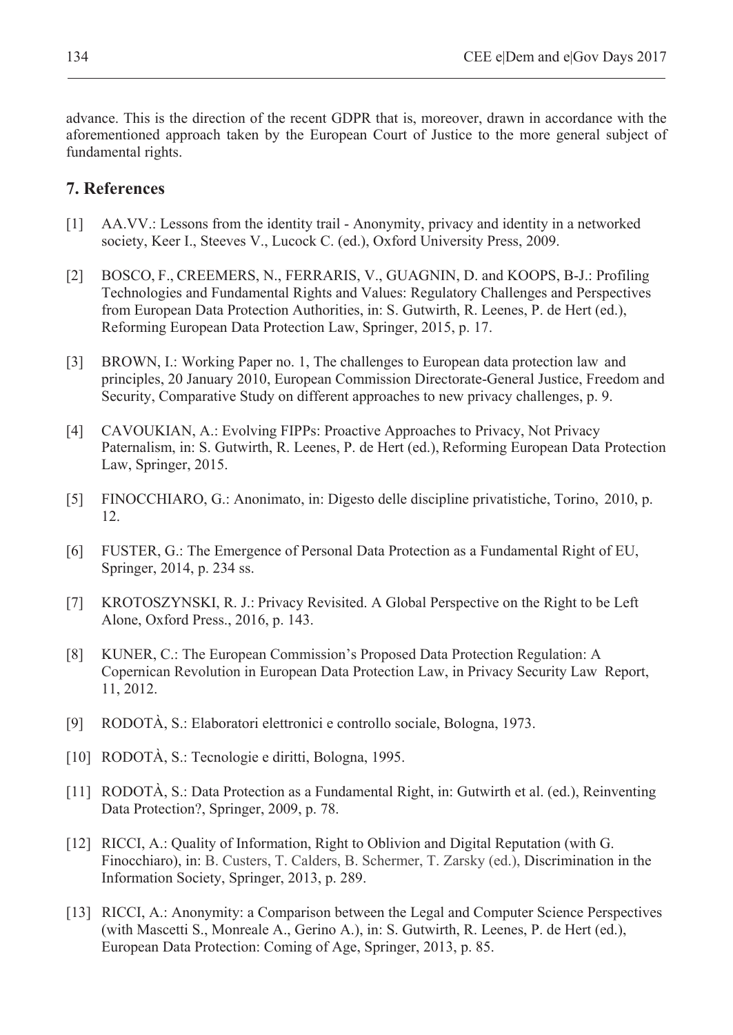advance. This is the direction of the recent GDPR that is, moreover, drawn in accordance with the aforementioned approach taken by the European Court of Justice to the more general subject of fundamental rights.

## 7. References

[1] AA.VV.: Lessons from the identity trail - Anonymity, privacy and identity in a networked society, Keer I., Steeves V., Lucock C. (ed.), Oxford University Press, 2009.

[2] BOSCO, F., CREEMERS, N., FERRARIS, V., GUAGNIN, D. and KOOPS, B-J.: Profiling Technologies and Fundamental Rights and Values: Regulatory Challenges and Perspectives from European Data Protection Authorities, in: S. Gutwirth, R. Leenes, P. de Hert (ed.), Reforming European Data Protection Law, Springer, 2015, p. 17.

[3] BROWN, I.: Working Paper no. 1, The challenges to European data protection law and principles, 20 January 2010, European Commission Directorate-General Justice, Freedom and Security, Comparative Study on different approaches to new privacy challenges, p. 9.

[4] CAVOUKIAN, A.: Evolving FIPPs: Proactive Approaches to Privacy, Not Privacy Paternalism, in: S. Gutwirth, R. Leenes, P. de Hert (ed.), Reforming European Data Protection Law, Springer, 2015.

[5] FINOCCHIARO, G.: Anonimato, in: Digesto delle discipline privatistiche, Torino, 2010, p. 12.

[6] FUSTER, G.: The Emergence of Personal Data Protection as a Fundamental Right of EU, Springer, 2014, p. 234 ss.

[7] KROTOSZYNSKI, R. J.: Privacy Revisited. A Global Perspective on the Right to be Left Alone, Oxford Press., 2016, p. 143.

[8] KUNER, C.: The European Commission's Proposed Data Protection Regulation: A Copernican Revolution in European Data Protection Law, in Privacy Security Law Report, 11, 2012.

[9] RODOTÀ, S.: Elaboratori elettronici e controllo sociale, Bologna, 1973.

[10] RODOTÀ, S.: Tecnologie e diritti, Bologna, 1995.

[11] RODOTÀ, S.: Data Protection as a Fundamental Right, in: Gutwirth et al. (ed.), Reinventing Data Protection?, Springer, 2009, p. 78.

[12] RICCI, A.: Quality of Information, Right to Oblivion and Digital Reputation (with G. Finocchiaro), in: B. Custers, T. Calders, B. Schermer, T. Zarsky (ed.), Discrimination in the Information Society, Springer, 2013, p. 289.

[13] RICCI, A.: Anonymity: a Comparison between the Legal and Computer Science Perspectives (with Mascetti S., Monreale A., Gerino A.), in: S. Gutwirth, R. Leenes, P. de Hert (ed.), European Data Protection: Coming of Age, Springer, 2013, p. 85.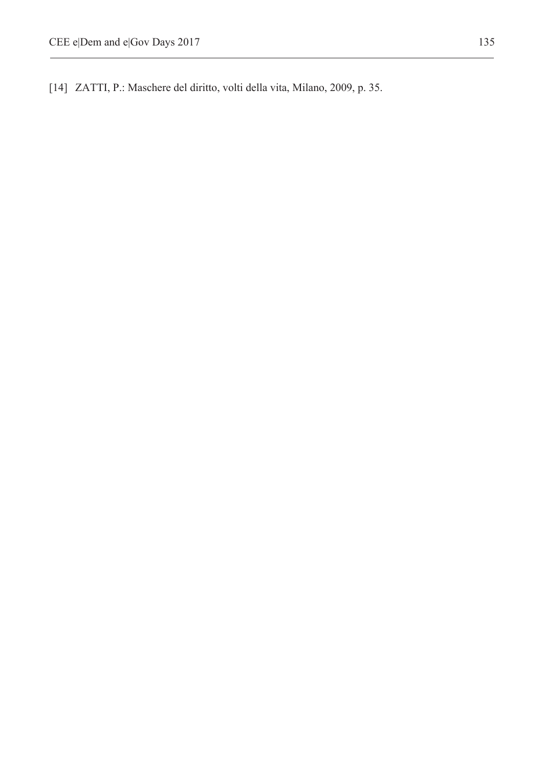[14] ZATTI, P.: Maschere del diritto, volti della vita, Milano, 2009, p. 35.